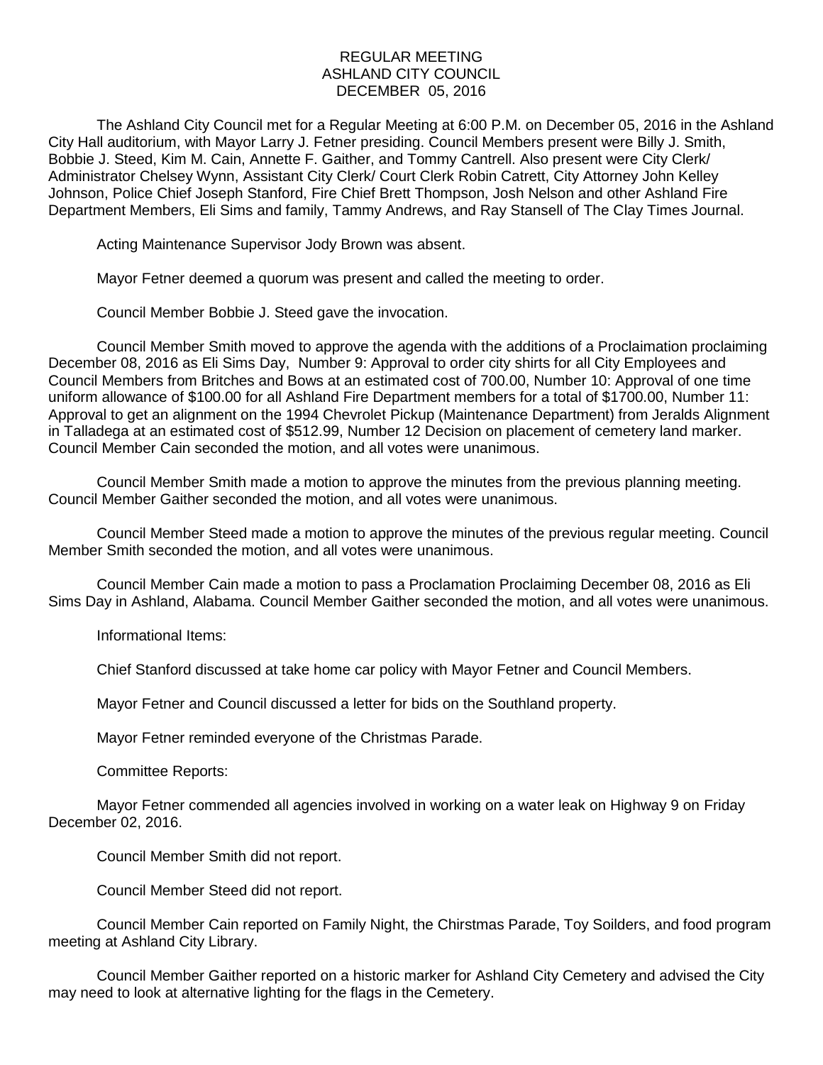# REGULAR MEETING
# ASHLAND CITY COUNCIL
# DECEMBER 05, 2016

The Ashland City Council met for a Regular Meeting at 6:00 P.M. on December 05, 2016 in the Ashland City Hall auditorium, with Mayor Larry J. Fetner presiding. Council Members present were Billy J. Smith, Bobbie J. Steed, Kim M. Cain, Annette F. Gaither, and Tommy Cantrell. Also present were City Clerk/ Administrator Chelsey Wynn, Assistant City Clerk/ Court Clerk Robin Catrett, City Attorney John Kelley Johnson, Police Chief Joseph Stanford, Fire Chief Brett Thompson, Josh Nelson and other Ashland Fire Department Members, Eli Sims and family, Tammy Andrews, and Ray Stansell of The Clay Times Journal.

Acting Maintenance Supervisor Jody Brown was absent.

Mayor Fetner deemed a quorum was present and called the meeting to order.

Council Member Bobbie J. Steed gave the invocation.

Council Member Smith moved to approve the agenda with the additions of a Proclaimation proclaiming December 08, 2016 as Eli Sims Day, Number 9: Approval to order city shirts for all City Employees and Council Members from Britches and Bows at an estimated cost of 700.00, Number 10: Approval of one time uniform allowance of $100.00 for all Ashland Fire Department members for a total of $1700.00, Number 11: Approval to get an alignment on the 1994 Chevrolet Pickup (Maintenance Department) from Jeralds Alignment in Talladega at an estimated cost of $512.99, Number 12 Decision on placement of cemetery land marker. Council Member Cain seconded the motion, and all votes were unanimous.

Council Member Smith made a motion to approve the minutes from the previous planning meeting. Council Member Gaither seconded the motion, and all votes were unanimous.

Council Member Steed made a motion to approve the minutes of the previous regular meeting. Council Member Smith seconded the motion, and all votes were unanimous.

Council Member Cain made a motion to pass a Proclamation Proclaiming December 08, 2016 as Eli Sims Day in Ashland, Alabama. Council Member Gaither seconded the motion, and all votes were unanimous.

Informational Items:

Chief Stanford discussed at take home car policy with Mayor Fetner and Council Members.

Mayor Fetner and Council discussed a letter for bids on the Southland property.

Mayor Fetner reminded everyone of the Christmas Parade.

Committee Reports:

Mayor Fetner commended all agencies involved in working on a water leak on Highway 9 on Friday December 02, 2016.

Council Member Smith did not report.

Council Member Steed did not report.

Council Member Cain reported on Family Night, the Chirstmas Parade, Toy Soilders, and food program meeting at Ashland City Library.

Council Member Gaither reported on a historic marker for Ashland City Cemetery and advised the City may need to look at alternative lighting for the flags in the Cemetery.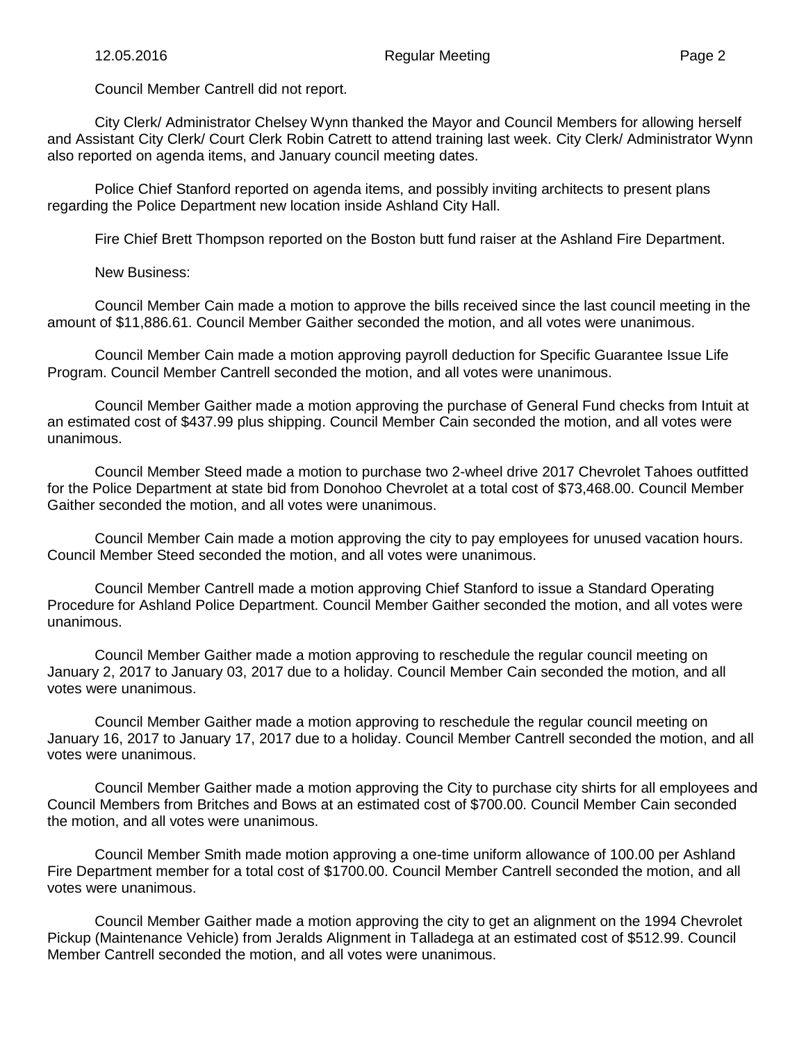Council Member Cantrell did not report.

City Clerk/ Administrator Chelsey Wynn thanked the Mayor and Council Members for allowing herself and Assistant City Clerk/ Court Clerk Robin Catrett to attend training last week. City Clerk/ Administrator Wynn also reported on agenda items, and January council meeting dates.

Police Chief Stanford reported on agenda items, and possibly inviting architects to present plans regarding the Police Department new location inside Ashland City Hall.

Fire Chief Brett Thompson reported on the Boston butt fund raiser at the Ashland Fire Department.

New Business:

Council Member Cain made a motion to approve the bills received since the last council meeting in the amount of $11,886.61. Council Member Gaither seconded the motion, and all votes were unanimous.

Council Member Cain made a motion approving payroll deduction for Specific Guarantee Issue Life Program. Council Member Cantrell seconded the motion, and all votes were unanimous.

Council Member Gaither made a motion approving the purchase of General Fund checks from Intuit at an estimated cost of $437.99 plus shipping. Council Member Cain seconded the motion, and all votes were unanimous.

Council Member Steed made a motion to purchase two 2-wheel drive 2017 Chevrolet Tahoes outfitted for the Police Department at state bid from Donohoo Chevrolet at a total cost of $73,468.00. Council Member Gaither seconded the motion, and all votes were unanimous.

Council Member Cain made a motion approving the city to pay employees for unused vacation hours. Council Member Steed seconded the motion, and all votes were unanimous.

Council Member Cantrell made a motion approving Chief Stanford to issue a Standard Operating Procedure for Ashland Police Department. Council Member Gaither seconded the motion, and all votes were unanimous.

Council Member Gaither made a motion approving to reschedule the regular council meeting on January 2, 2017 to January 03, 2017 due to a holiday. Council Member Cain seconded the motion, and all votes were unanimous.

Council Member Gaither made a motion approving to reschedule the regular council meeting on January 16, 2017 to January 17, 2017 due to a holiday. Council Member Cantrell seconded the motion, and all votes were unanimous.

Council Member Gaither made a motion approving the City to purchase city shirts for all employees and Council Members from Britches and Bows at an estimated cost of $700.00. Council Member Cain seconded the motion, and all votes were unanimous.

Council Member Smith made motion approving a one-time uniform allowance of 100.00 per Ashland Fire Department member for a total cost of $1700.00. Council Member Cantrell seconded the motion, and all votes were unanimous.

Council Member Gaither made a motion approving the city to get an alignment on the 1994 Chevrolet Pickup (Maintenance Vehicle) from Jeralds Alignment in Talladega at an estimated cost of $512.99. Council Member Cantrell seconded the motion, and all votes were unanimous.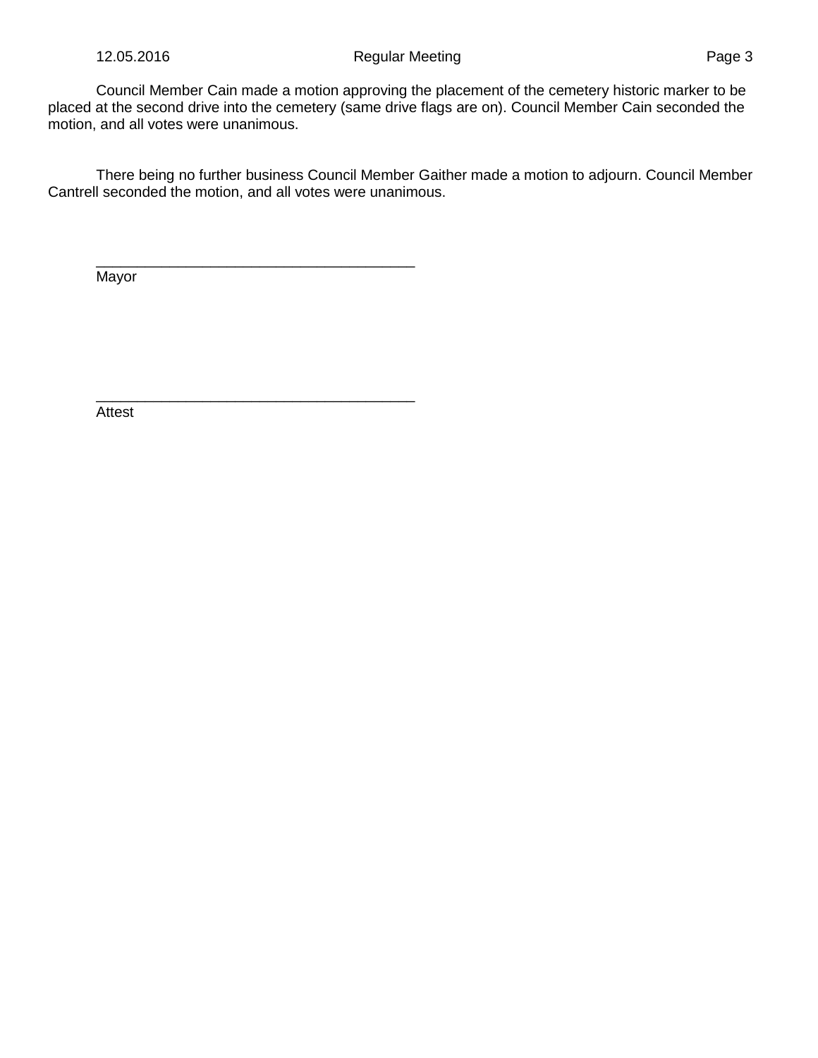Council Member Cain made a motion approving the placement of the cemetery historic marker to be placed at the second drive into the cemetery (same drive flags are on). Council Member Cain seconded the motion, and all votes were unanimous.

There being no further business Council Member Gaither made a motion to adjourn. Council Member Cantrell seconded the motion, and all votes were unanimous.

________________________________________
Mayor

________________________________________
Attest